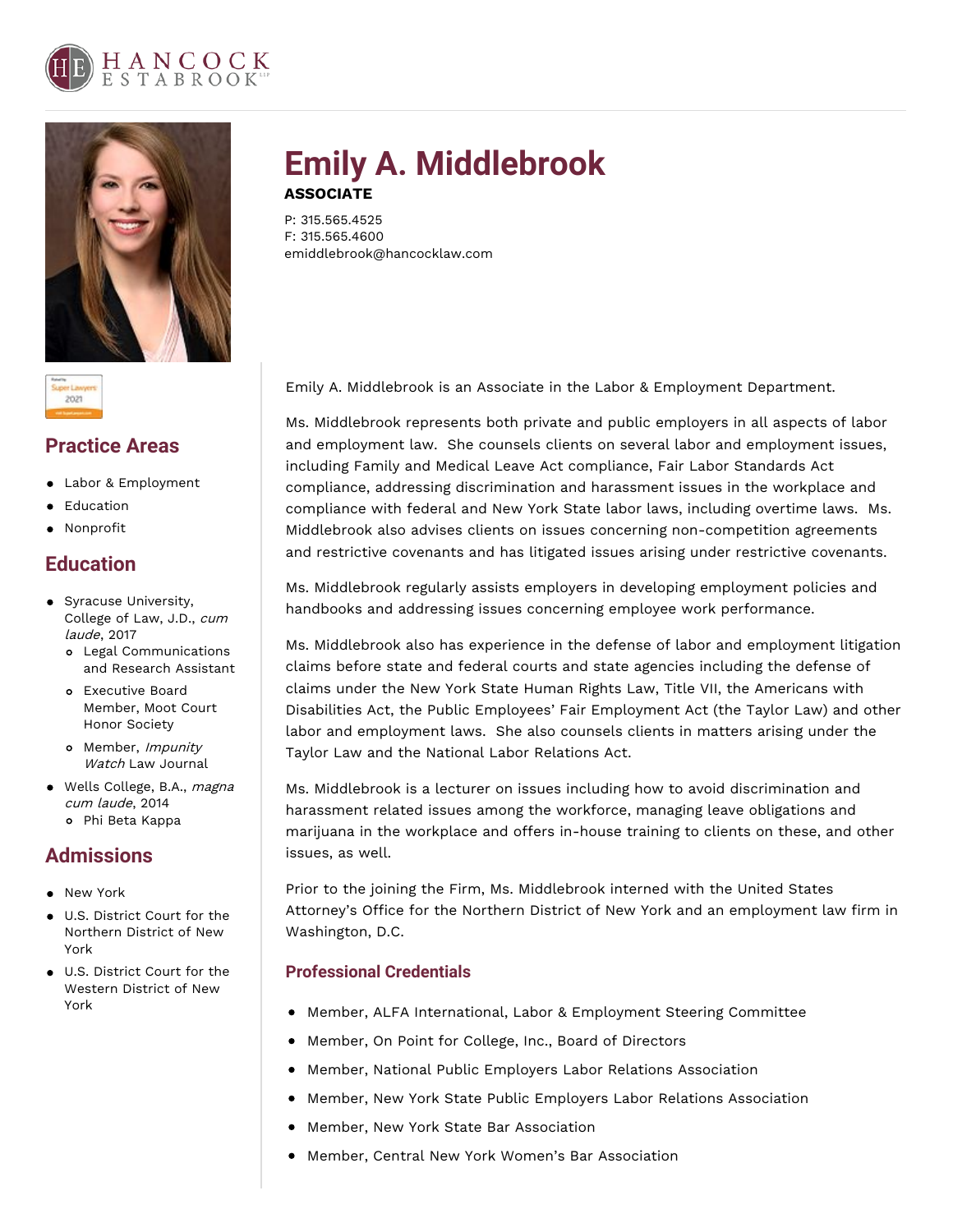# Emily A. Middlebrook

**ASSOCIATE**

P: 315.565.4525
F: 315.565.4600
emiddlebrook@hancocklaw.com

## Practice Areas

- Labor & Employment
- Education
- Nonprofit

## Education

- Syracuse University, College of Law, J.D., *cum laude*, 2017
  - Legal Communications and Research Assistant
  - Executive Board Member, Moot Court Honor Society
  - Member, *Impunity Watch* Law Journal
- Wells College, B.A., *magna cum laude*, 2014
  - Phi Beta Kappa

## Admissions

- New York
- U.S. District Court for the Northern District of New York
- U.S. District Court for the Western District of New York

Emily A. Middlebrook is an Associate in the Labor & Employment Department.

Ms. Middlebrook represents both private and public employers in all aspects of labor and employment law. She counsels clients on several labor and employment issues, including Family and Medical Leave Act compliance, Fair Labor Standards Act compliance, addressing discrimination and harassment issues in the workplace and compliance with federal and New York State labor laws, including overtime laws. Ms. Middlebrook also advises clients on issues concerning non-competition agreements and restrictive covenants and has litigated issues arising under restrictive covenants.

Ms. Middlebrook regularly assists employers in developing employment policies and handbooks and addressing issues concerning employee work performance.

Ms. Middlebrook also has experience in the defense of labor and employment litigation claims before state and federal courts and state agencies including the defense of claims under the New York State Human Rights Law, Title VII, the Americans with Disabilities Act, the Public Employees' Fair Employment Act (the Taylor Law) and other labor and employment laws. She also counsels clients in matters arising under the Taylor Law and the National Labor Relations Act.

Ms. Middlebrook is a lecturer on issues including how to avoid discrimination and harassment related issues among the workforce, managing leave obligations and marijuana in the workplace and offers in-house training to clients on these, and other issues, as well.

Prior to the joining the Firm, Ms. Middlebrook interned with the United States Attorney's Office for the Northern District of New York and an employment law firm in Washington, D.C.

### Professional Credentials

- Member, ALFA International, Labor & Employment Steering Committee
- Member, On Point for College, Inc., Board of Directors
- Member, National Public Employers Labor Relations Association
- Member, New York State Public Employers Labor Relations Association
- Member, New York State Bar Association
- Member, Central New York Women's Bar Association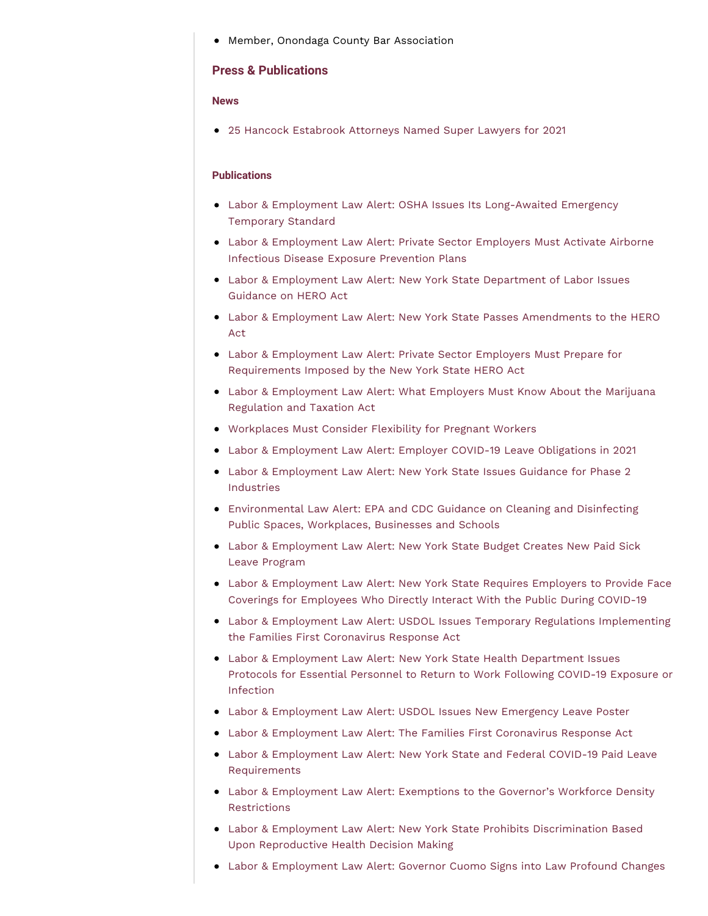- Member, Onondaga County Bar Association

## Press & Publications

### News

- 25 Hancock Estabrook Attorneys Named Super Lawyers for 2021

### Publications

- Labor & Employment Law Alert: OSHA Issues Its Long-Awaited Emergency Temporary Standard
- Labor & Employment Law Alert: Private Sector Employers Must Activate Airborne Infectious Disease Exposure Prevention Plans
- Labor & Employment Law Alert: New York State Department of Labor Issues Guidance on HERO Act
- Labor & Employment Law Alert: New York State Passes Amendments to the HERO Act
- Labor & Employment Law Alert: Private Sector Employers Must Prepare for Requirements Imposed by the New York State HERO Act
- Labor & Employment Law Alert: What Employers Must Know About the Marijuana Regulation and Taxation Act
- Workplaces Must Consider Flexibility for Pregnant Workers
- Labor & Employment Law Alert: Employer COVID-19 Leave Obligations in 2021
- Labor & Employment Law Alert: New York State Issues Guidance for Phase 2 Industries
- Environmental Law Alert: EPA and CDC Guidance on Cleaning and Disinfecting Public Spaces, Workplaces, Businesses and Schools
- Labor & Employment Law Alert: New York State Budget Creates New Paid Sick Leave Program
- Labor & Employment Law Alert: New York State Requires Employers to Provide Face Coverings for Employees Who Directly Interact With the Public During COVID-19
- Labor & Employment Law Alert: USDOL Issues Temporary Regulations Implementing the Families First Coronavirus Response Act
- Labor & Employment Law Alert: New York State Health Department Issues Protocols for Essential Personnel to Return to Work Following COVID-19 Exposure or Infection
- Labor & Employment Law Alert: USDOL Issues New Emergency Leave Poster
- Labor & Employment Law Alert: The Families First Coronavirus Response Act
- Labor & Employment Law Alert: New York State and Federal COVID-19 Paid Leave Requirements
- Labor & Employment Law Alert: Exemptions to the Governor's Workforce Density Restrictions
- Labor & Employment Law Alert: New York State Prohibits Discrimination Based Upon Reproductive Health Decision Making
- Labor & Employment Law Alert: Governor Cuomo Signs into Law Profound Changes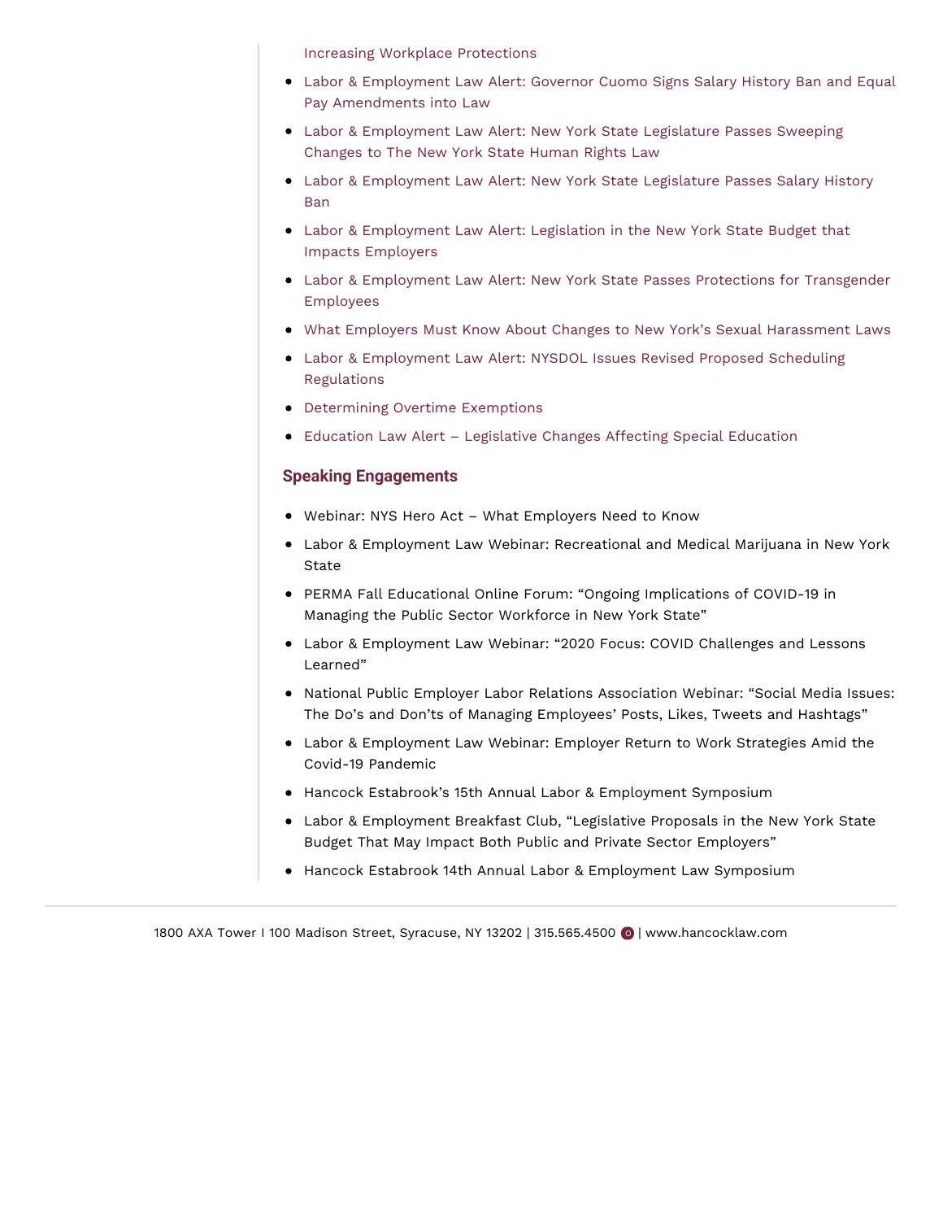Increasing Workplace Protections

- Labor & Employment Law Alert: Governor Cuomo Signs Salary History Ban and Equal Pay Amendments into Law
- Labor & Employment Law Alert: New York State Legislature Passes Sweeping Changes to The New York State Human Rights Law
- Labor & Employment Law Alert: New York State Legislature Passes Salary History Ban
- Labor & Employment Law Alert: Legislation in the New York State Budget that Impacts Employers
- Labor & Employment Law Alert: New York State Passes Protections for Transgender Employees
- What Employers Must Know About Changes to New York's Sexual Harassment Laws
- Labor & Employment Law Alert: NYSDOL Issues Revised Proposed Scheduling Regulations
- Determining Overtime Exemptions
- Education Law Alert – Legislative Changes Affecting Special Education

## Speaking Engagements

- Webinar: NYS Hero Act – What Employers Need to Know
- Labor & Employment Law Webinar: Recreational and Medical Marijuana in New York State
- PERMA Fall Educational Online Forum: "Ongoing Implications of COVID-19 in Managing the Public Sector Workforce in New York State"
- Labor & Employment Law Webinar: "2020 Focus: COVID Challenges and Lessons Learned"
- National Public Employer Labor Relations Association Webinar: "Social Media Issues: The Do's and Don'ts of Managing Employees' Posts, Likes, Tweets and Hashtags"
- Labor & Employment Law Webinar: Employer Return to Work Strategies Amid the Covid-19 Pandemic
- Hancock Estabrook's 15th Annual Labor & Employment Symposium
- Labor & Employment Breakfast Club, "Legislative Proposals in the New York State Budget That May Impact Both Public and Private Sector Employers"
- Hancock Estabrook 14th Annual Labor & Employment Law Symposium